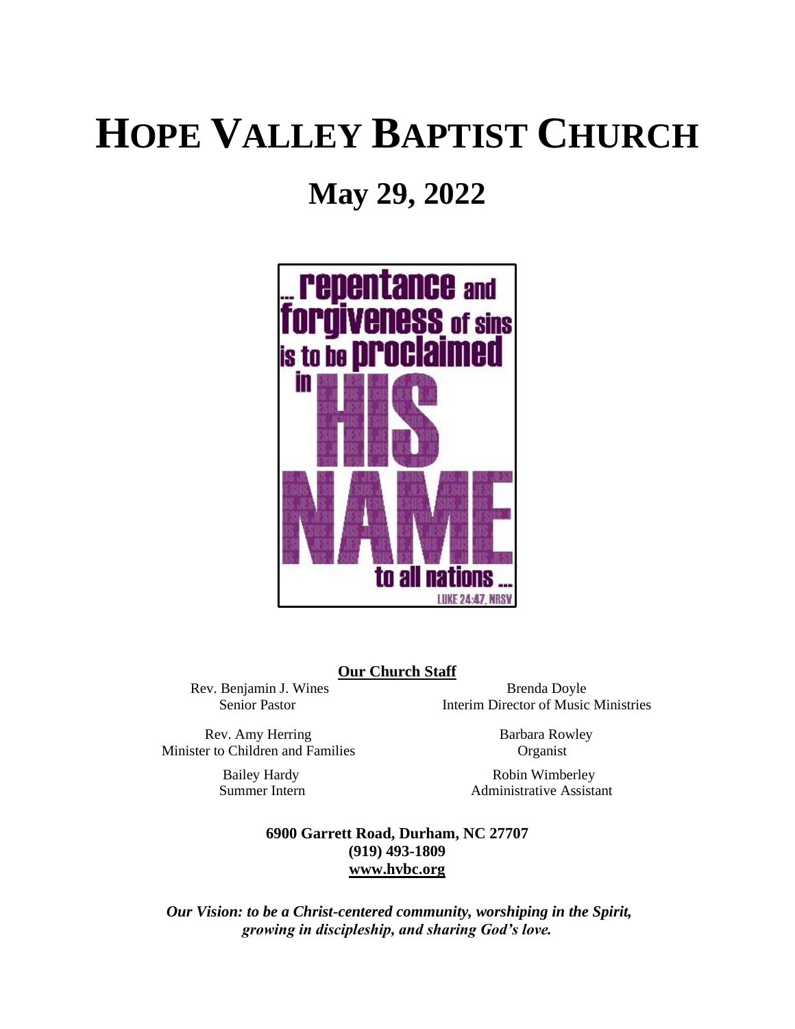# HOPE VALLEY BAPTIST CHURCH

## May 29, 2022

... repentance and forgiveness of sins is to be proclaimed in HIS NAME to all nations ...

LUKE 24:47, NRSV

**Our Church Staff**

Rev. Benjamin J. Wines
Senior Pastor

Brenda Doyle
Interim Director of Music Ministries

Rev. Amy Herring
Minister to Children and Families

Barbara Rowley
Organist

Bailey Hardy
Summer Intern

Robin Wimberley
Administrative Assistant

**6900 Garrett Road, Durham, NC 27707**
**(919) 493-1809**
**www.hvbc.org**

***Our Vision: to be a Christ-centered community, worshiping in the Spirit, growing in discipleship, and sharing God's love.***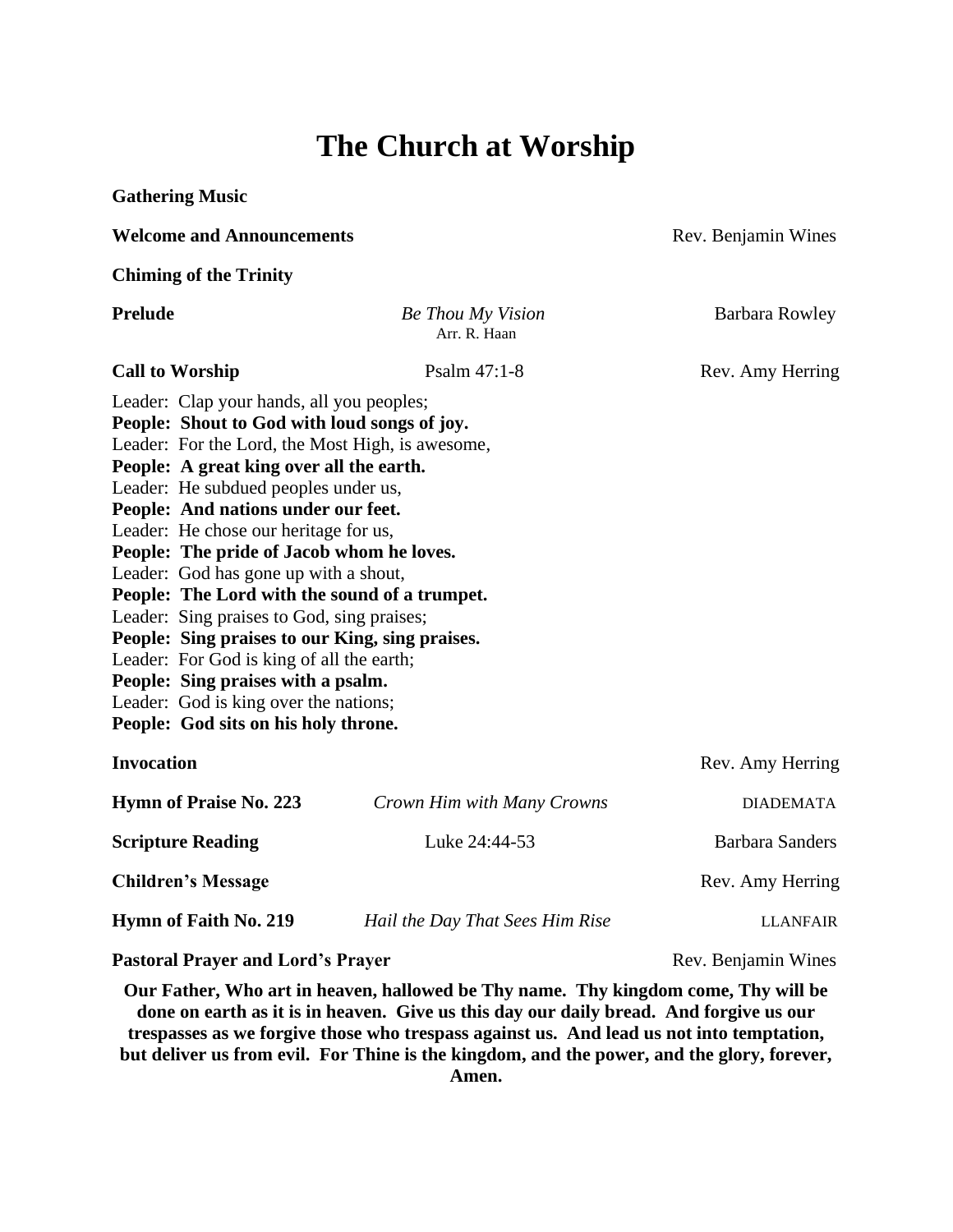# The Church at Worship

**Gathering Music**

**Welcome and Announcements** Rev. Benjamin Wines

**Chiming of the Trinity**

**Prelude** *Be Thou My Vision* Barbara Rowley
Arr. R. Haan

**Call to Worship** Psalm 47:1-8 Rev. Amy Herring

Leader: Clap your hands, all you peoples;
**People: Shout to God with loud songs of joy.**
Leader: For the Lord, the Most High, is awesome,
**People: A great king over all the earth.**
Leader: He subdued peoples under us,
**People: And nations under our feet.**
Leader: He chose our heritage for us,
**People: The pride of Jacob whom he loves.**
Leader: God has gone up with a shout,
**People: The Lord with the sound of a trumpet.**
Leader: Sing praises to God, sing praises;
**People: Sing praises to our King, sing praises.**
Leader: For God is king of all the earth;
**People: Sing praises with a psalm.**
Leader: God is king over the nations;
**People: God sits on his holy throne.**

**Invocation** Rev. Amy Herring

**Hymn of Praise No. 223** *Crown Him with Many Crowns* DIADEMATA

**Scripture Reading** Luke 24:44-53 Barbara Sanders

**Children's Message** Rev. Amy Herring

**Hymn of Faith No. 219** *Hail the Day That Sees Him Rise* LLANFAIR

**Pastoral Prayer and Lord's Prayer** Rev. Benjamin Wines

**Our Father, Who art in heaven, hallowed be Thy name. Thy kingdom come, Thy will be done on earth as it is in heaven. Give us this day our daily bread. And forgive us our trespasses as we forgive those who trespass against us. And lead us not into temptation, but deliver us from evil. For Thine is the kingdom, and the power, and the glory, forever, Amen.**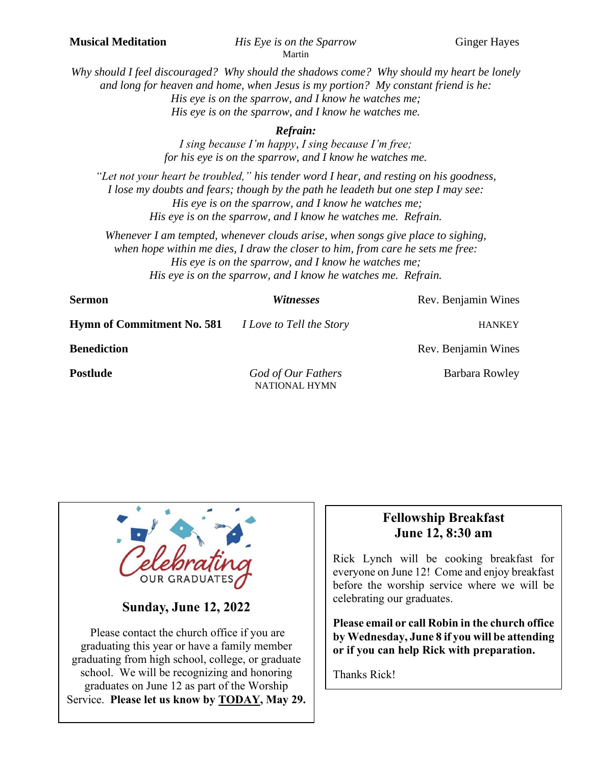**Musical Meditation** *His Eye is on the Sparrow* Ginger Hayes
Martin

*Why should I feel discouraged? Why should the shadows come? Why should my heart be lonely and long for heaven and home, when Jesus is my portion? My constant friend is he:*
*His eye is on the sparrow, and I know he watches me;*
*His eye is on the sparrow, and I know he watches me.*

***Refrain:***
*I sing because I'm happy, I sing because I'm free;*
*for his eye is on the sparrow, and I know he watches me.*

*"Let not your heart be troubled," his tender word I hear, and resting on his goodness, I lose my doubts and fears; though by the path he leadeth but one step I may see:*
*His eye is on the sparrow, and I know he watches me;*
*His eye is on the sparrow, and I know he watches me. Refrain.*

*Whenever I am tempted, whenever clouds arise, when songs give place to sighing, when hope within me dies, I draw the closer to him, from care he sets me free:*
*His eye is on the sparrow, and I know he watches me;*
*His eye is on the sparrow, and I know he watches me. Refrain.*

**Sermon** ***Witnesses*** Rev. Benjamin Wines

**Hymn of Commitment No. 581** *I Love to Tell the Story* HANKEY

**Benediction** Rev. Benjamin Wines

**Postlude** *God of Our Fathers* Barbara Rowley
NATIONAL HYMN

Celebrating OUR GRADUATES

**Sunday, June 12, 2022**

Please contact the church office if you are graduating this year or have a family member graduating from high school, college, or graduate school. We will be recognizing and honoring graduates on June 12 as part of the Worship Service. **Please let us know by TODAY, May 29.**

## Fellowship Breakfast
## June 12, 8:30 am

Rick Lynch will be cooking breakfast for everyone on June 12! Come and enjoy breakfast before the worship service where we will be celebrating our graduates.

**Please email or call Robin in the church office by Wednesday, June 8 if you will be attending or if you can help Rick with preparation.**

Thanks Rick!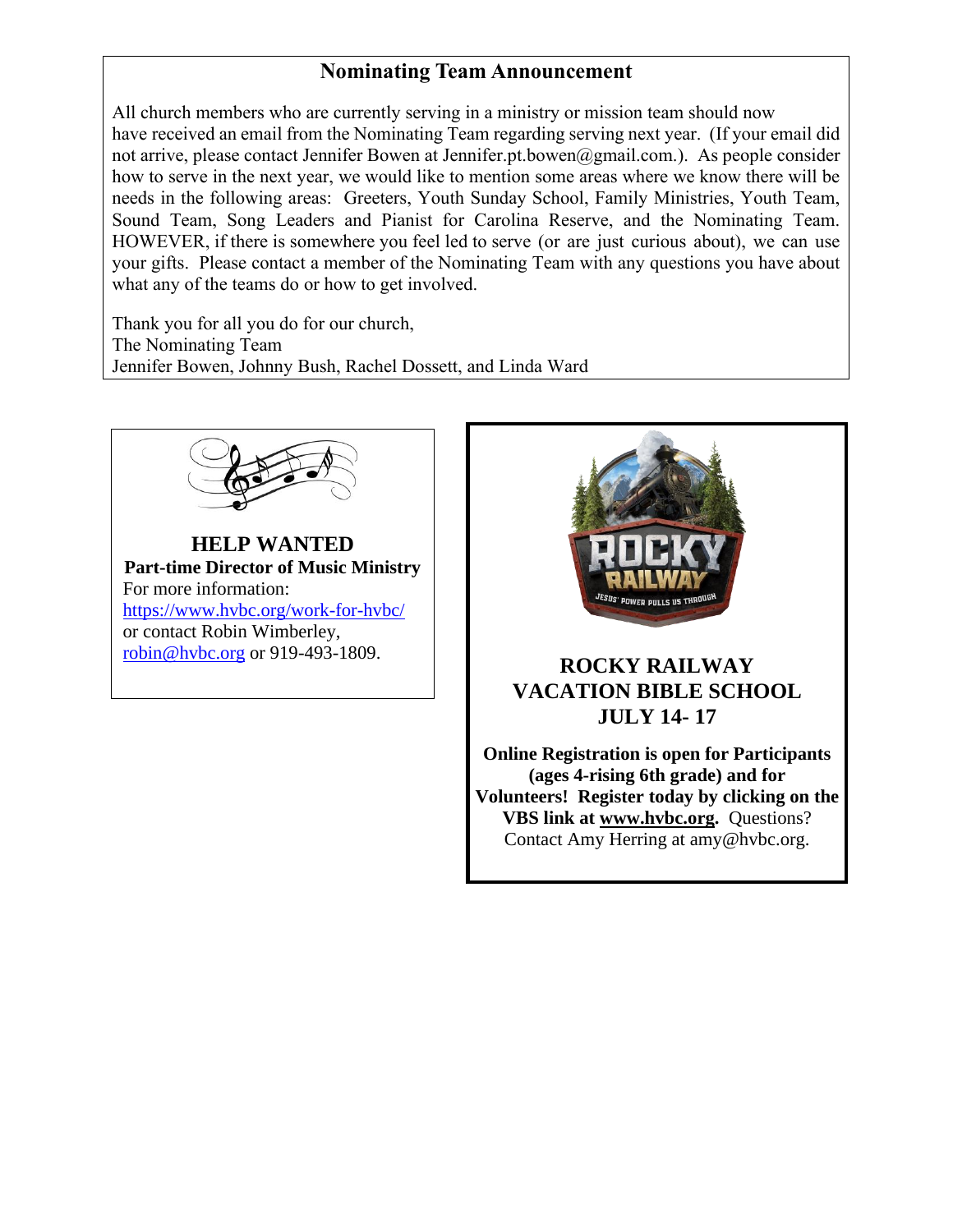## Nominating Team Announcement

All church members who are currently serving in a ministry or mission team should now have received an email from the Nominating Team regarding serving next year. (If your email did not arrive, please contact Jennifer Bowen at Jennifer.pt.bowen@gmail.com.). As people consider how to serve in the next year, we would like to mention some areas where we know there will be needs in the following areas: Greeters, Youth Sunday School, Family Ministries, Youth Team, Sound Team, Song Leaders and Pianist for Carolina Reserve, and the Nominating Team. HOWEVER, if there is somewhere you feel led to serve (or are just curious about), we can use your gifts. Please contact a member of the Nominating Team with any questions you have about what any of the teams do or how to get involved.

Thank you for all you do for our church,
The Nominating Team
Jennifer Bowen, Johnny Bush, Rachel Dossett, and Linda Ward

## HELP WANTED

**Part-time Director of Music Ministry**
For more information:
https://www.hvbc.org/work-for-hvbc/
or contact Robin Wimberley,
robin@hvbc.org or 919-493-1809.

## ROCKY RAILWAY VACATION BIBLE SCHOOL JULY 14- 17

**Online Registration is open for Participants (ages 4-rising 6th grade) and for Volunteers! Register today by clicking on the VBS link at www.hvbc.org.** Questions? Contact Amy Herring at amy@hvbc.org.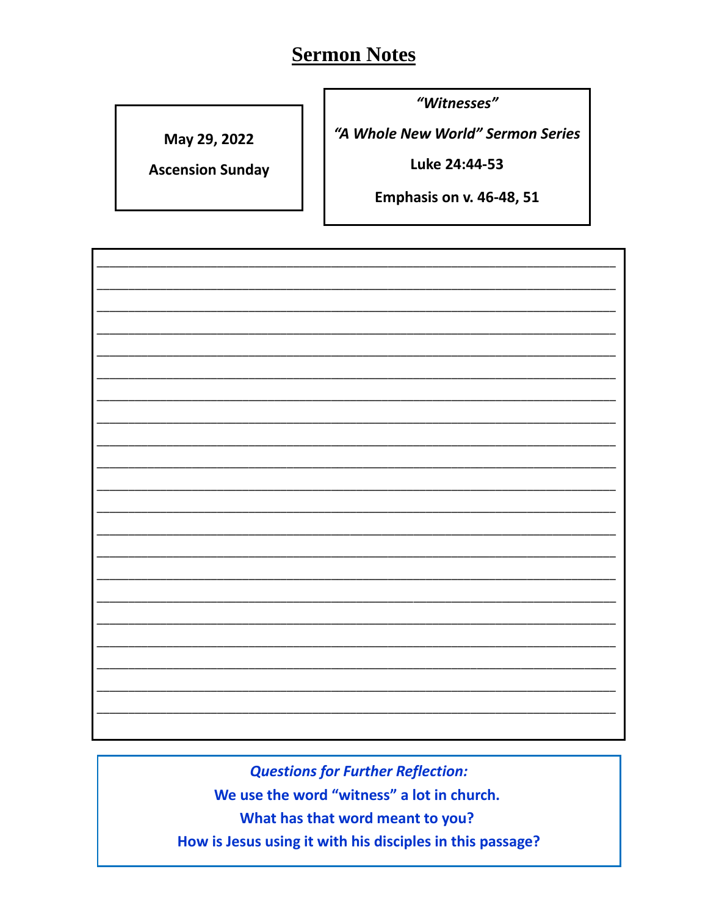# Sermon Notes

**May 29, 2022**

**Ascension Sunday**

***"Witnesses"***

***"A Whole New World" Sermon Series***

**Luke 24:44-53**

**Emphasis on v. 46-48, 51**

***Questions for Further Reflection:***

**We use the word "witness" a lot in church.**

**What has that word meant to you?**

**How is Jesus using it with his disciples in this passage?**